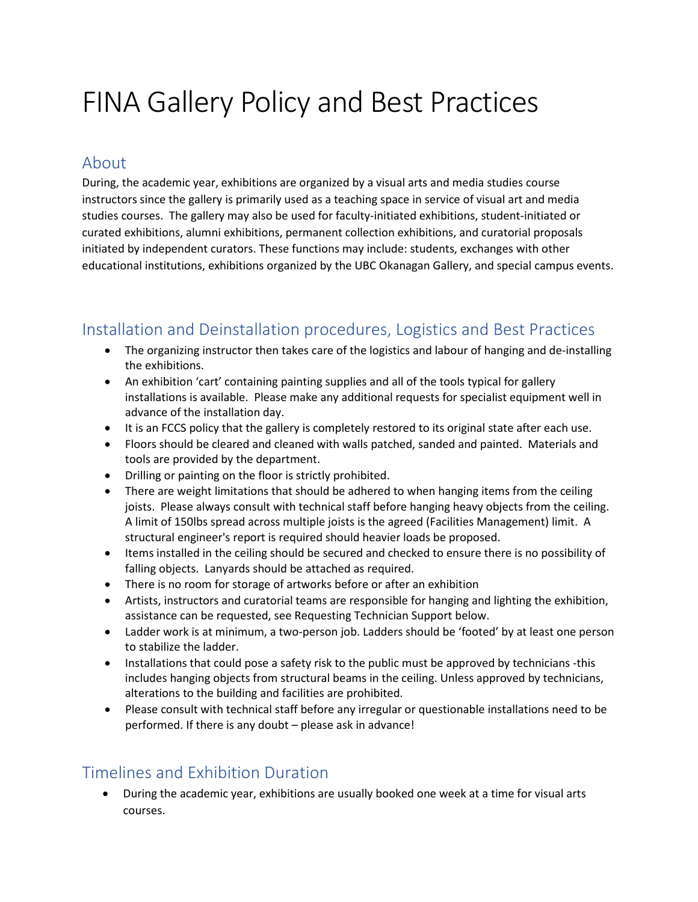# FINA Gallery Policy and Best Practices

## About

During, the academic year, exhibitions are organized by a visual arts and media studies course instructors since the gallery is primarily used as a teaching space in service of visual art and media studies courses. The gallery may also be used for faculty-initiated exhibitions, student-initiated or curated exhibitions, alumni exhibitions, permanent collection exhibitions, and curatorial proposals initiated by independent curators. These functions may include: students, exchanges with other educational institutions, exhibitions organized by the UBC Okanagan Gallery, and special campus events.

## Installation and Deinstallation procedures, Logistics and Best Practices

- The organizing instructor then takes care of the logistics and labour of hanging and de-installing the exhibitions.
- An exhibition 'cart' containing painting supplies and all of the tools typical for gallery installations is available. Please make any additional requests for specialist equipment well in advance of the installation day.
- It is an FCCS policy that the gallery is completely restored to its original state after each use.
- Floors should be cleared and cleaned with walls patched, sanded and painted. Materials and tools are provided by the department.
- Drilling or painting on the floor is strictly prohibited.
- There are weight limitations that should be adhered to when hanging items from the ceiling joists. Please always consult with technical staff before hanging heavy objects from the ceiling. A limit of 150lbs spread across multiple joists is the agreed (Facilities Management) limit. A structural engineer's report is required should heavier loads be proposed.
- Items installed in the ceiling should be secured and checked to ensure there is no possibility of falling objects. Lanyards should be attached as required.
- There is no room for storage of artworks before or after an exhibition
- Artists, instructors and curatorial teams are responsible for hanging and lighting the exhibition, assistance can be requested, see Requesting Technician Support below.
- Ladder work is at minimum, a two-person job. Ladders should be 'footed' by at least one person to stabilize the ladder.
- Installations that could pose a safety risk to the public must be approved by technicians -this includes hanging objects from structural beams in the ceiling. Unless approved by technicians, alterations to the building and facilities are prohibited.
- Please consult with technical staff before any irregular or questionable installations need to be performed. If there is any doubt – please ask in advance!

## Timelines and Exhibition Duration

- During the academic year, exhibitions are usually booked one week at a time for visual arts courses.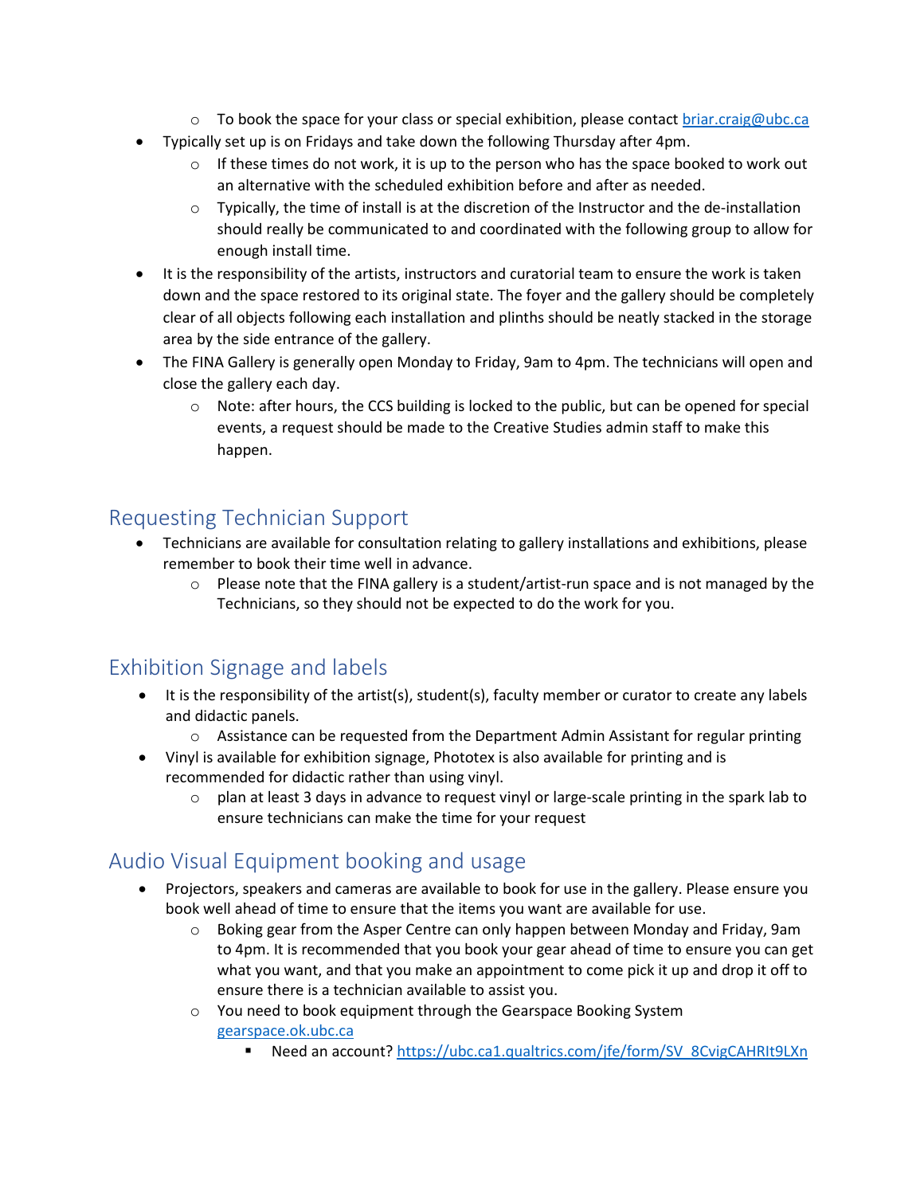- To book the space for your class or special exhibition, please contact [briar.craig@ubc.ca](mailto:briar.craig@ubc.ca)
- Typically set up is on Fridays and take down the following Thursday after 4pm.
    - If these times do not work, it is up to the person who has the space booked to work out an alternative with the scheduled exhibition before and after as needed.
    - Typically, the time of install is at the discretion of the Instructor and the de-installation should really be communicated to and coordinated with the following group to allow for enough install time.
- It is the responsibility of the artists, instructors and curatorial team to ensure the work is taken down and the space restored to its original state. The foyer and the gallery should be completely clear of all objects following each installation and plinths should be neatly stacked in the storage area by the side entrance of the gallery.
- The FINA Gallery is generally open Monday to Friday, 9am to 4pm. The technicians will open and close the gallery each day.
    - Note: after hours, the CCS building is locked to the public, but can be opened for special events, a request should be made to the Creative Studies admin staff to make this happen.

## Requesting Technician Support

- Technicians are available for consultation relating to gallery installations and exhibitions, please remember to book their time well in advance.
    - Please note that the FINA gallery is a student/artist-run space and is not managed by the Technicians, so they should not be expected to do the work for you.

## Exhibition Signage and labels

- It is the responsibility of the artist(s), student(s), faculty member or curator to create any labels and didactic panels.
    - Assistance can be requested from the Department Admin Assistant for regular printing
- Vinyl is available for exhibition signage, Phototex is also available for printing and is recommended for didactic rather than using vinyl.
    - plan at least 3 days in advance to request vinyl or large-scale printing in the spark lab to ensure technicians can make the time for your request

## Audio Visual Equipment booking and usage

- Projectors, speakers and cameras are available to book for use in the gallery. Please ensure you book well ahead of time to ensure that the items you want are available for use.
    - Boking gear from the Asper Centre can only happen between Monday and Friday, 9am to 4pm. It is recommended that you book your gear ahead of time to ensure you can get what you want, and that you make an appointment to come pick it up and drop it off to ensure there is a technician available to assist you.
    - You need to book equipment through the Gearspace Booking System [gearspace.ok.ubc.ca](gearspace.ok.ubc.ca)
        - Need an account? [https://ubc.ca1.qualtrics.com/jfe/form/SV_8CvigCAHRIt9LXn](https://ubc.ca1.qualtrics.com/jfe/form/SV_8CvigCAHRIt9LXn)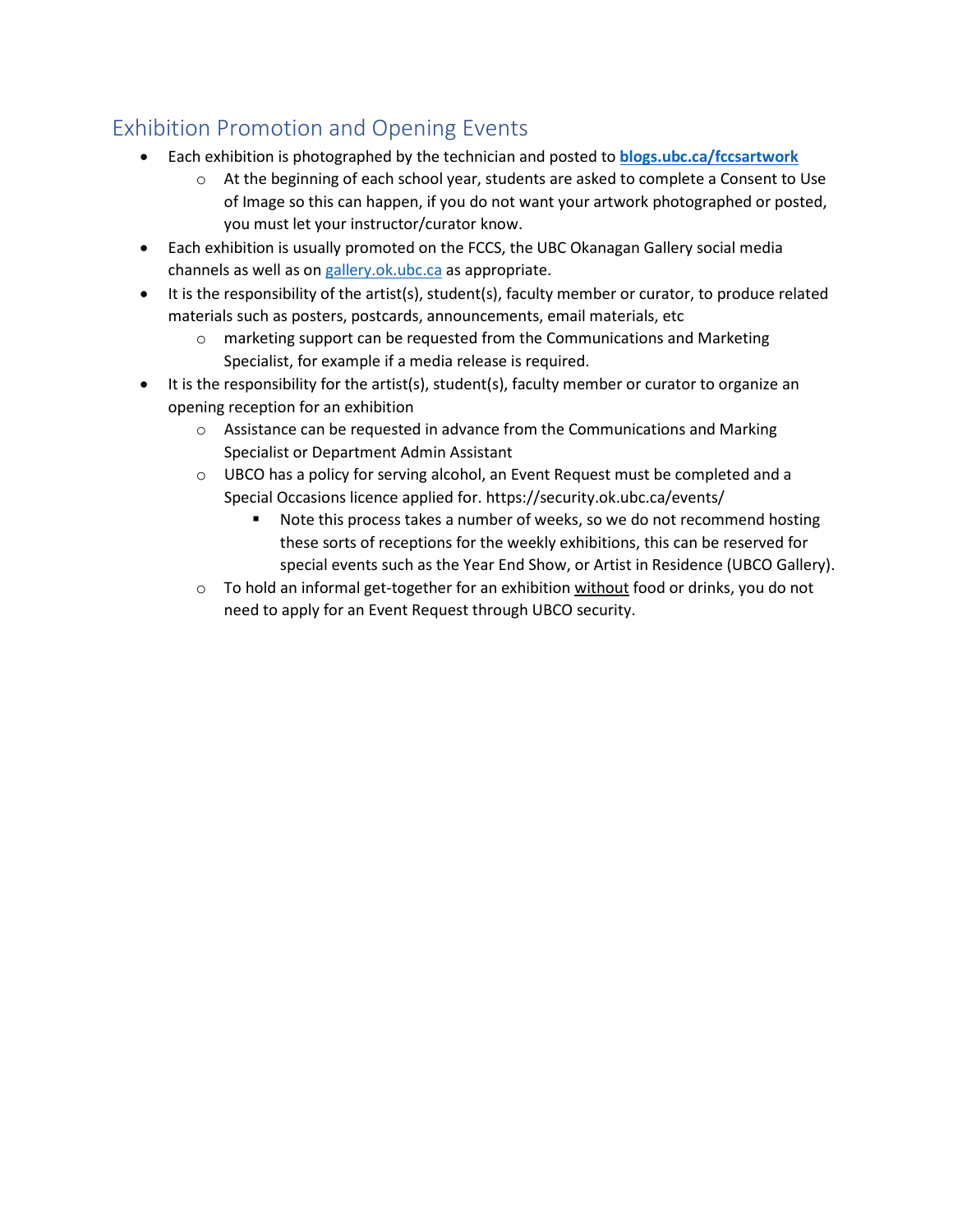## Exhibition Promotion and Opening Events

- Each exhibition is photographed by the technician and posted to **[blogs.ubc.ca/fccsartwork](blogs.ubc.ca/fccsartwork)**
  - At the beginning of each school year, students are asked to complete a Consent to Use of Image so this can happen, if you do not want your artwork photographed or posted, you must let your instructor/curator know.
- Each exhibition is usually promoted on the FCCS, the UBC Okanagan Gallery social media channels as well as on [gallery.ok.ubc.ca](gallery.ok.ubc.ca) as appropriate.
- It is the responsibility of the artist(s), student(s), faculty member or curator, to produce related materials such as posters, postcards, announcements, email materials, etc
  - marketing support can be requested from the Communications and Marketing Specialist, for example if a media release is required.
- It is the responsibility for the artist(s), student(s), faculty member or curator to organize an opening reception for an exhibition
  - Assistance can be requested in advance from the Communications and Marking Specialist or Department Admin Assistant
  - UBCO has a policy for serving alcohol, an Event Request must be completed and a Special Occasions licence applied for. https://security.ok.ubc.ca/events/
    - Note this process takes a number of weeks, so we do not recommend hosting these sorts of receptions for the weekly exhibitions, this can be reserved for special events such as the Year End Show, or Artist in Residence (UBCO Gallery).
  - To hold an informal get-together for an exhibition <u>without</u> food or drinks, you do not need to apply for an Event Request through UBCO security.